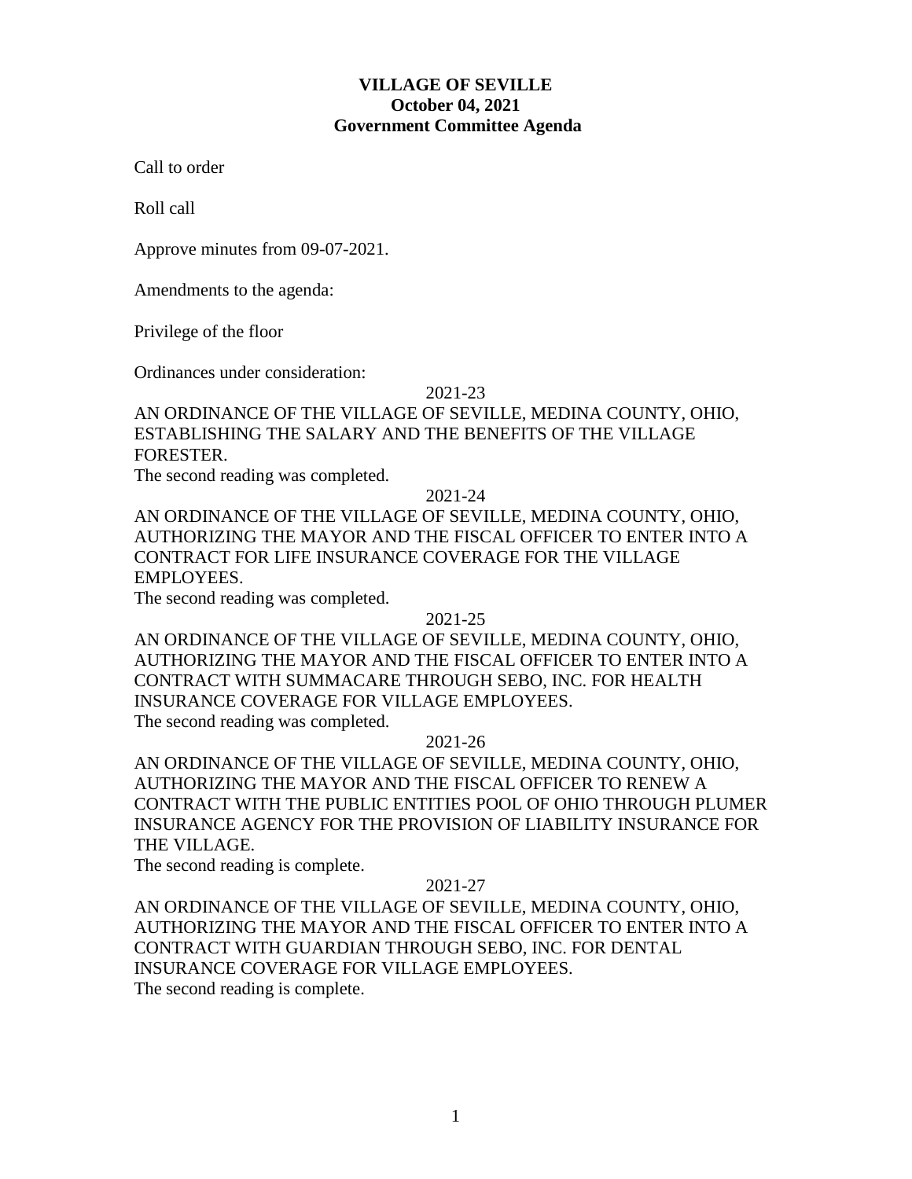**VILLAGE OF SEVILLE**
**October 04, 2021**
**Government Committee Agenda**

Call to order

Roll call

Approve minutes from 09-07-2021.

Amendments to the agenda:

Privilege of the floor

Ordinances under consideration:

2021-23

AN ORDINANCE OF THE VILLAGE OF SEVILLE, MEDINA COUNTY, OHIO, ESTABLISHING THE SALARY AND THE BENEFITS OF THE VILLAGE FORESTER.

The second reading was completed.

2021-24

AN ORDINANCE OF THE VILLAGE OF SEVILLE, MEDINA COUNTY, OHIO, AUTHORIZING THE MAYOR AND THE FISCAL OFFICER TO ENTER INTO A CONTRACT FOR LIFE INSURANCE COVERAGE FOR THE VILLAGE EMPLOYEES.

The second reading was completed.

2021-25

AN ORDINANCE OF THE VILLAGE OF SEVILLE, MEDINA COUNTY, OHIO, AUTHORIZING THE MAYOR AND THE FISCAL OFFICER TO ENTER INTO A CONTRACT WITH SUMMACARE THROUGH SEBO, INC. FOR HEALTH INSURANCE COVERAGE FOR VILLAGE EMPLOYEES.

The second reading was completed.

2021-26

AN ORDINANCE OF THE VILLAGE OF SEVILLE, MEDINA COUNTY, OHIO, AUTHORIZING THE MAYOR AND THE FISCAL OFFICER TO RENEW A CONTRACT WITH THE PUBLIC ENTITIES POOL OF OHIO THROUGH PLUMER INSURANCE AGENCY FOR THE PROVISION OF LIABILITY INSURANCE FOR THE VILLAGE.

The second reading is complete.

2021-27

AN ORDINANCE OF THE VILLAGE OF SEVILLE, MEDINA COUNTY, OHIO, AUTHORIZING THE MAYOR AND THE FISCAL OFFICER TO ENTER INTO A CONTRACT WITH GUARDIAN THROUGH SEBO, INC. FOR DENTAL INSURANCE COVERAGE FOR VILLAGE EMPLOYEES.

The second reading is complete.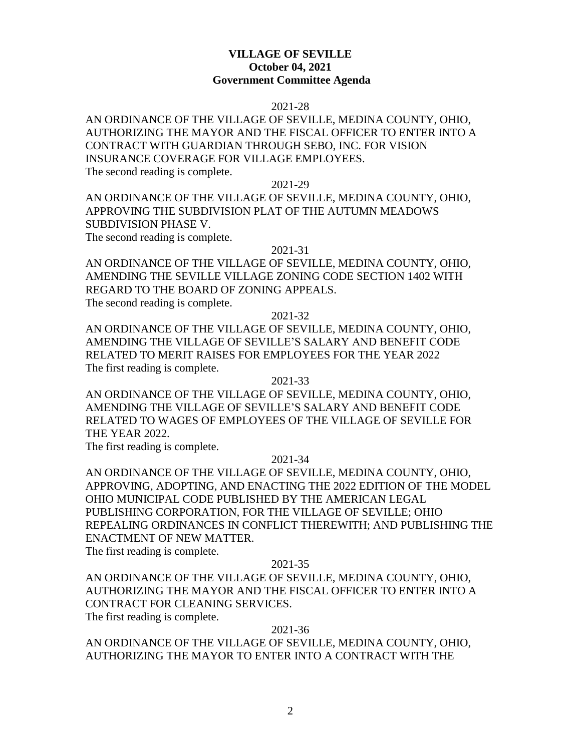**VILLAGE OF SEVILLE**
**October 04, 2021**
**Government Committee Agenda**

2021-28

AN ORDINANCE OF THE VILLAGE OF SEVILLE, MEDINA COUNTY, OHIO, AUTHORIZING THE MAYOR AND THE FISCAL OFFICER TO ENTER INTO A CONTRACT WITH GUARDIAN THROUGH SEBO, INC. FOR VISION INSURANCE COVERAGE FOR VILLAGE EMPLOYEES.
The second reading is complete.

2021-29

AN ORDINANCE OF THE VILLAGE OF SEVILLE, MEDINA COUNTY, OHIO, APPROVING THE SUBDIVISION PLAT OF THE AUTUMN MEADOWS SUBDIVISION PHASE V.
The second reading is complete.

2021-31

AN ORDINANCE OF THE VILLAGE OF SEVILLE, MEDINA COUNTY, OHIO, AMENDING THE SEVILLE VILLAGE ZONING CODE SECTION 1402 WITH REGARD TO THE BOARD OF ZONING APPEALS.
The second reading is complete.

2021-32

AN ORDINANCE OF THE VILLAGE OF SEVILLE, MEDINA COUNTY, OHIO, AMENDING THE VILLAGE OF SEVILLE'S SALARY AND BENEFIT CODE RELATED TO MERIT RAISES FOR EMPLOYEES FOR THE YEAR 2022
The first reading is complete.

2021-33

AN ORDINANCE OF THE VILLAGE OF SEVILLE, MEDINA COUNTY, OHIO, AMENDING THE VILLAGE OF SEVILLE'S SALARY AND BENEFIT CODE RELATED TO WAGES OF EMPLOYEES OF THE VILLAGE OF SEVILLE FOR THE YEAR 2022.
The first reading is complete.

2021-34

AN ORDINANCE OF THE VILLAGE OF SEVILLE, MEDINA COUNTY, OHIO, APPROVING, ADOPTING, AND ENACTING THE 2022 EDITION OF THE MODEL OHIO MUNICIPAL CODE PUBLISHED BY THE AMERICAN LEGAL PUBLISHING CORPORATION, FOR THE VILLAGE OF SEVILLE; OHIO REPEALING ORDINANCES IN CONFLICT THEREWITH; AND PUBLISHING THE ENACTMENT OF NEW MATTER.
The first reading is complete.

2021-35

AN ORDINANCE OF THE VILLAGE OF SEVILLE, MEDINA COUNTY, OHIO, AUTHORIZING THE MAYOR AND THE FISCAL OFFICER TO ENTER INTO A CONTRACT FOR CLEANING SERVICES.
The first reading is complete.

2021-36

AN ORDINANCE OF THE VILLAGE OF SEVILLE, MEDINA COUNTY, OHIO, AUTHORIZING THE MAYOR TO ENTER INTO A CONTRACT WITH THE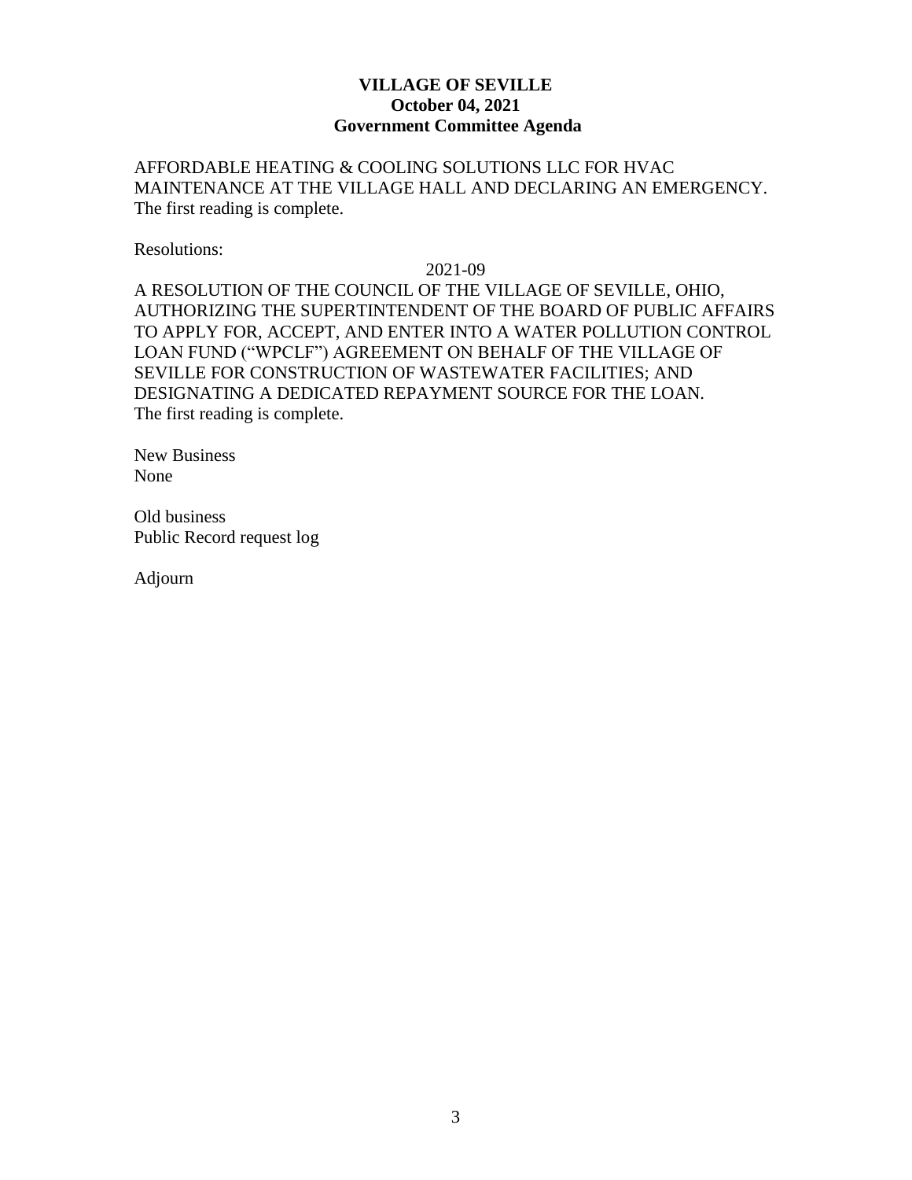**VILLAGE OF SEVILLE**
**October 04, 2021**
**Government Committee Agenda**

AFFORDABLE HEATING & COOLING SOLUTIONS LLC FOR HVAC MAINTENANCE AT THE VILLAGE HALL AND DECLARING AN EMERGENCY.
The first reading is complete.

Resolutions:

2021-09

A RESOLUTION OF THE COUNCIL OF THE VILLAGE OF SEVILLE, OHIO, AUTHORIZING THE SUPERTINTENDENT OF THE BOARD OF PUBLIC AFFAIRS TO APPLY FOR, ACCEPT, AND ENTER INTO A WATER POLLUTION CONTROL LOAN FUND ("WPCLF") AGREEMENT ON BEHALF OF THE VILLAGE OF SEVILLE FOR CONSTRUCTION OF WASTEWATER FACILITIES; AND DESIGNATING A DEDICATED REPAYMENT SOURCE FOR THE LOAN.
The first reading is complete.

New Business
None

Old business
Public Record request log

Adjourn